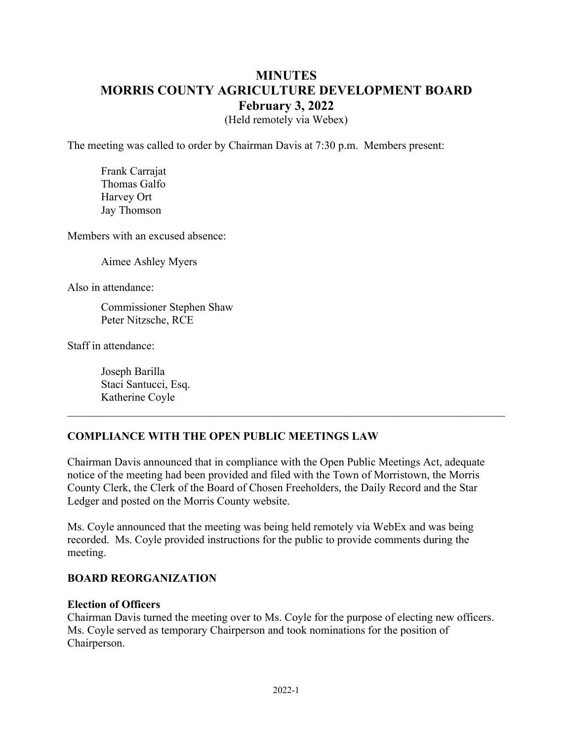# MINUTES
# MORRIS COUNTY AGRICULTURE DEVELOPMENT BOARD
## February 3, 2022
(Held remotely via Webex)

The meeting was called to order by Chairman Davis at 7:30 p.m. Members present:

Frank Carrajat
Thomas Galfo
Harvey Ort
Jay Thomson

Members with an excused absence:

Aimee Ashley Myers

Also in attendance:

Commissioner Stephen Shaw
Peter Nitzsche, RCE

Staff in attendance:

Joseph Barilla
Staci Santucci, Esq.
Katherine Coyle

---

### COMPLIANCE WITH THE OPEN PUBLIC MEETINGS LAW

Chairman Davis announced that in compliance with the Open Public Meetings Act, adequate notice of the meeting had been provided and filed with the Town of Morristown, the Morris County Clerk, the Clerk of the Board of Chosen Freeholders, the Daily Record and the Star Ledger and posted on the Morris County website.

Ms. Coyle announced that the meeting was being held remotely via WebEx and was being recorded. Ms. Coyle provided instructions for the public to provide comments during the meeting.

### BOARD REORGANIZATION

**Election of Officers**
Chairman Davis turned the meeting over to Ms. Coyle for the purpose of electing new officers. Ms. Coyle served as temporary Chairperson and took nominations for the position of Chairperson.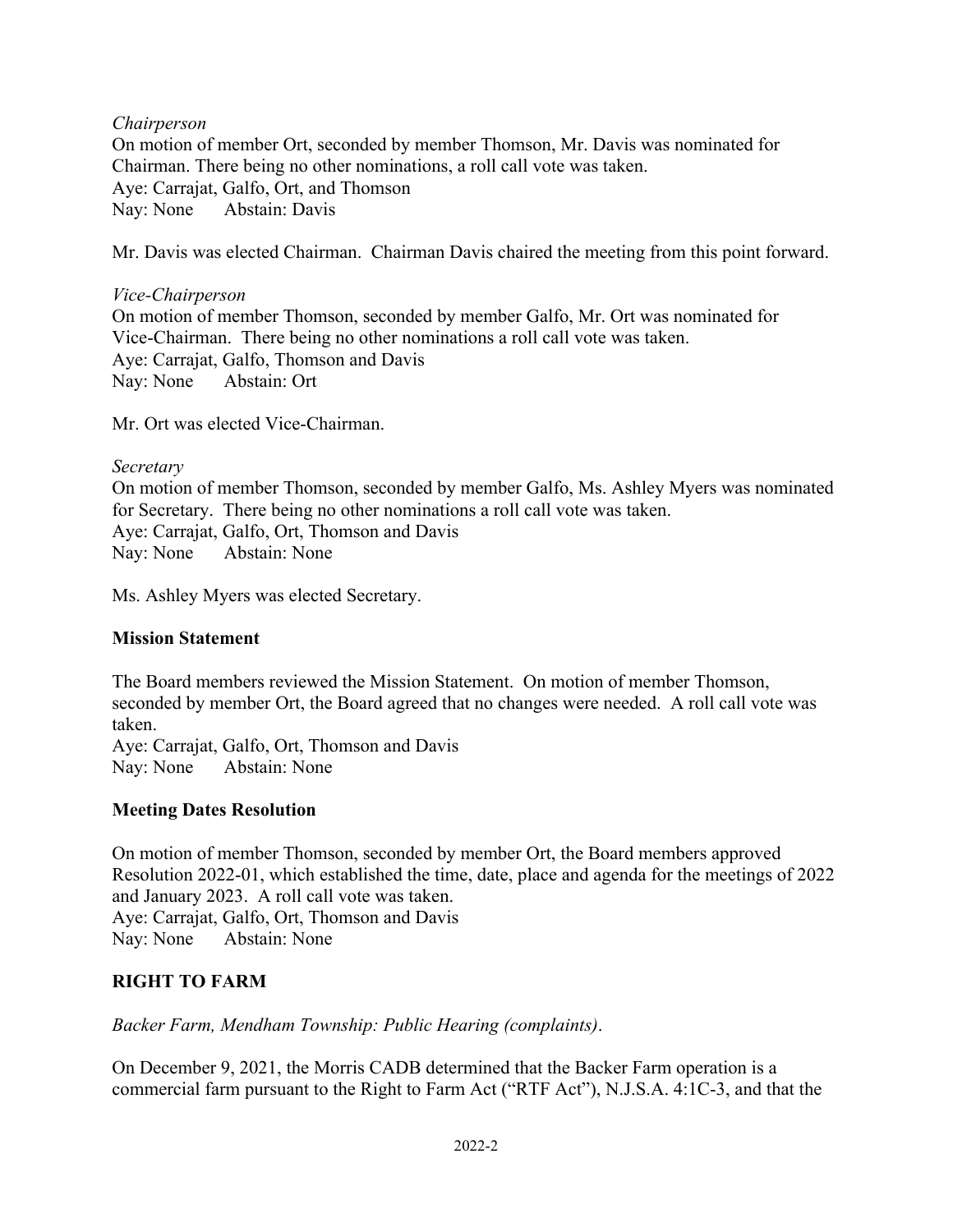*Chairperson*
On motion of member Ort, seconded by member Thomson, Mr. Davis was nominated for Chairman. There being no other nominations, a roll call vote was taken.
Aye: Carrajat, Galfo, Ort, and Thomson
Nay: None Abstain: Davis

Mr. Davis was elected Chairman. Chairman Davis chaired the meeting from this point forward.

*Vice-Chairperson*
On motion of member Thomson, seconded by member Galfo, Mr. Ort was nominated for Vice-Chairman. There being no other nominations a roll call vote was taken.
Aye: Carrajat, Galfo, Thomson and Davis
Nay: None Abstain: Ort

Mr. Ort was elected Vice-Chairman.

*Secretary*
On motion of member Thomson, seconded by member Galfo, Ms. Ashley Myers was nominated for Secretary. There being no other nominations a roll call vote was taken.
Aye: Carrajat, Galfo, Ort, Thomson and Davis
Nay: None Abstain: None

Ms. Ashley Myers was elected Secretary.

**Mission Statement**

The Board members reviewed the Mission Statement. On motion of member Thomson, seconded by member Ort, the Board agreed that no changes were needed. A roll call vote was taken.
Aye: Carrajat, Galfo, Ort, Thomson and Davis
Nay: None Abstain: None

**Meeting Dates Resolution**

On motion of member Thomson, seconded by member Ort, the Board members approved Resolution 2022-01, which established the time, date, place and agenda for the meetings of 2022 and January 2023. A roll call vote was taken.
Aye: Carrajat, Galfo, Ort, Thomson and Davis
Nay: None Abstain: None

**RIGHT TO FARM**

*Backer Farm, Mendham Township: Public Hearing (complaints)*.

On December 9, 2021, the Morris CADB determined that the Backer Farm operation is a commercial farm pursuant to the Right to Farm Act ("RTF Act"), N.J.S.A. 4:1C-3, and that the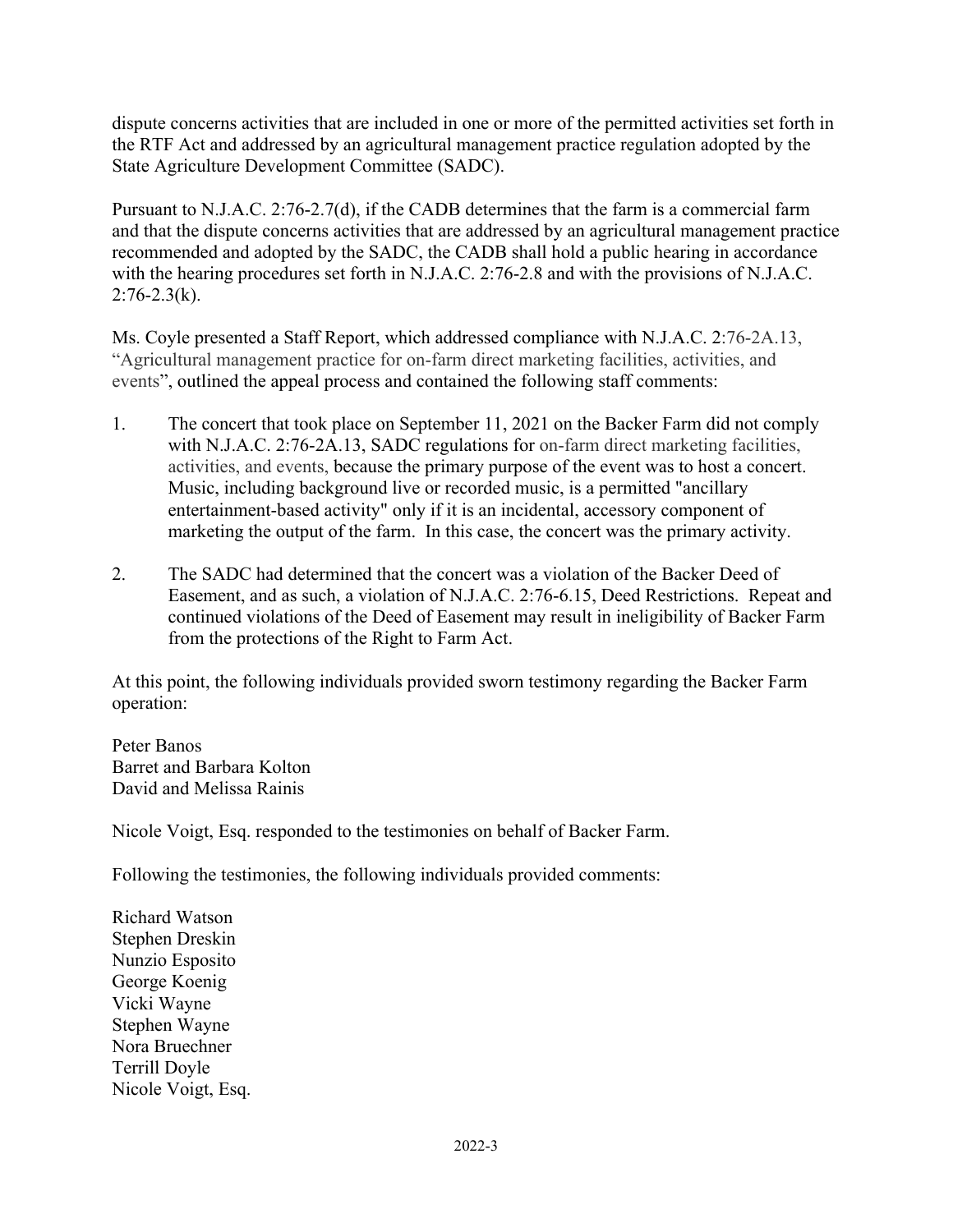dispute concerns activities that are included in one or more of the permitted activities set forth in the RTF Act and addressed by an agricultural management practice regulation adopted by the State Agriculture Development Committee (SADC).

Pursuant to N.J.A.C. 2:76-2.7(d), if the CADB determines that the farm is a commercial farm and that the dispute concerns activities that are addressed by an agricultural management practice recommended and adopted by the SADC, the CADB shall hold a public hearing in accordance with the hearing procedures set forth in N.J.A.C. 2:76-2.8 and with the provisions of N.J.A.C. 2:76-2.3(k).

Ms. Coyle presented a Staff Report, which addressed compliance with N.J.A.C. 2:76-2A.13, "Agricultural management practice for on-farm direct marketing facilities, activities, and events", outlined the appeal process and contained the following staff comments:

1. The concert that took place on September 11, 2021 on the Backer Farm did not comply with N.J.A.C. 2:76-2A.13, SADC regulations for on-farm direct marketing facilities, activities, and events, because the primary purpose of the event was to host a concert. Music, including background live or recorded music, is a permitted "ancillary entertainment-based activity" only if it is an incidental, accessory component of marketing the output of the farm. In this case, the concert was the primary activity.

2. The SADC had determined that the concert was a violation of the Backer Deed of Easement, and as such, a violation of N.J.A.C. 2:76-6.15, Deed Restrictions. Repeat and continued violations of the Deed of Easement may result in ineligibility of Backer Farm from the protections of the Right to Farm Act.

At this point, the following individuals provided sworn testimony regarding the Backer Farm operation:

Peter Banos
Barret and Barbara Kolton
David and Melissa Rainis

Nicole Voigt, Esq. responded to the testimonies on behalf of Backer Farm.

Following the testimonies, the following individuals provided comments:

Richard Watson
Stephen Dreskin
Nunzio Esposito
George Koenig
Vicki Wayne
Stephen Wayne
Nora Bruechner
Terrill Doyle
Nicole Voigt, Esq.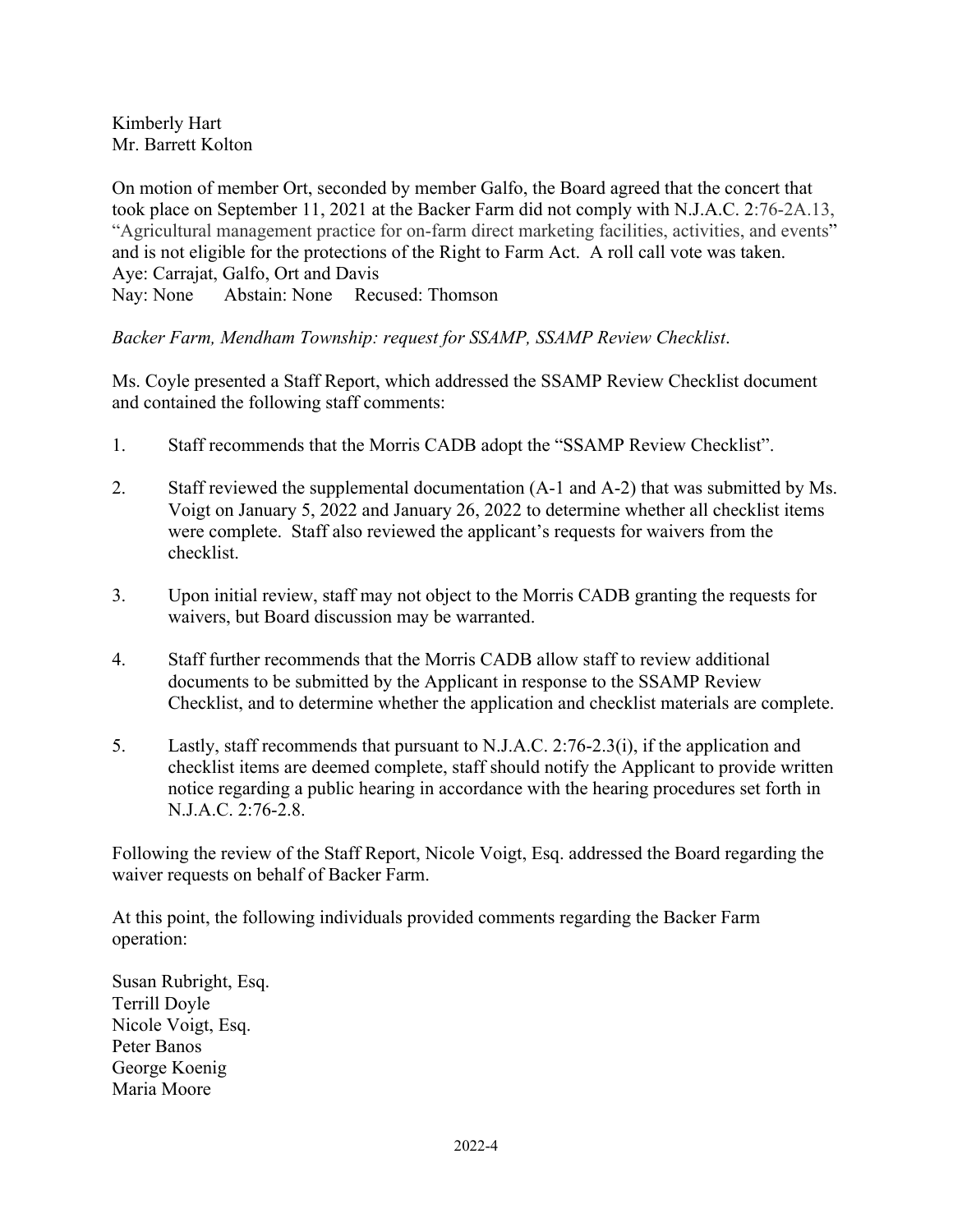Kimberly Hart
Mr. Barrett Kolton

On motion of member Ort, seconded by member Galfo, the Board agreed that the concert that took place on September 11, 2021 at the Backer Farm did not comply with N.J.A.C. 2:76-2A.13, "Agricultural management practice for on-farm direct marketing facilities, activities, and events" and is not eligible for the protections of the Right to Farm Act. A roll call vote was taken.
Aye: Carrajat, Galfo, Ort and Davis
Nay: None  Abstain: None  Recused: Thomson

*Backer Farm, Mendham Township: request for SSAMP, SSAMP Review Checklist*.

Ms. Coyle presented a Staff Report, which addressed the SSAMP Review Checklist document and contained the following staff comments:

1. Staff recommends that the Morris CADB adopt the "SSAMP Review Checklist".
2. Staff reviewed the supplemental documentation (A-1 and A-2) that was submitted by Ms. Voigt on January 5, 2022 and January 26, 2022 to determine whether all checklist items were complete. Staff also reviewed the applicant's requests for waivers from the checklist.
3. Upon initial review, staff may not object to the Morris CADB granting the requests for waivers, but Board discussion may be warranted.
4. Staff further recommends that the Morris CADB allow staff to review additional documents to be submitted by the Applicant in response to the SSAMP Review Checklist, and to determine whether the application and checklist materials are complete.
5. Lastly, staff recommends that pursuant to N.J.A.C. 2:76-2.3(i), if the application and checklist items are deemed complete, staff should notify the Applicant to provide written notice regarding a public hearing in accordance with the hearing procedures set forth in N.J.A.C. 2:76-2.8.

Following the review of the Staff Report, Nicole Voigt, Esq. addressed the Board regarding the waiver requests on behalf of Backer Farm.

At this point, the following individuals provided comments regarding the Backer Farm operation:

Susan Rubright, Esq.
Terrill Doyle
Nicole Voigt, Esq.
Peter Banos
George Koenig
Maria Moore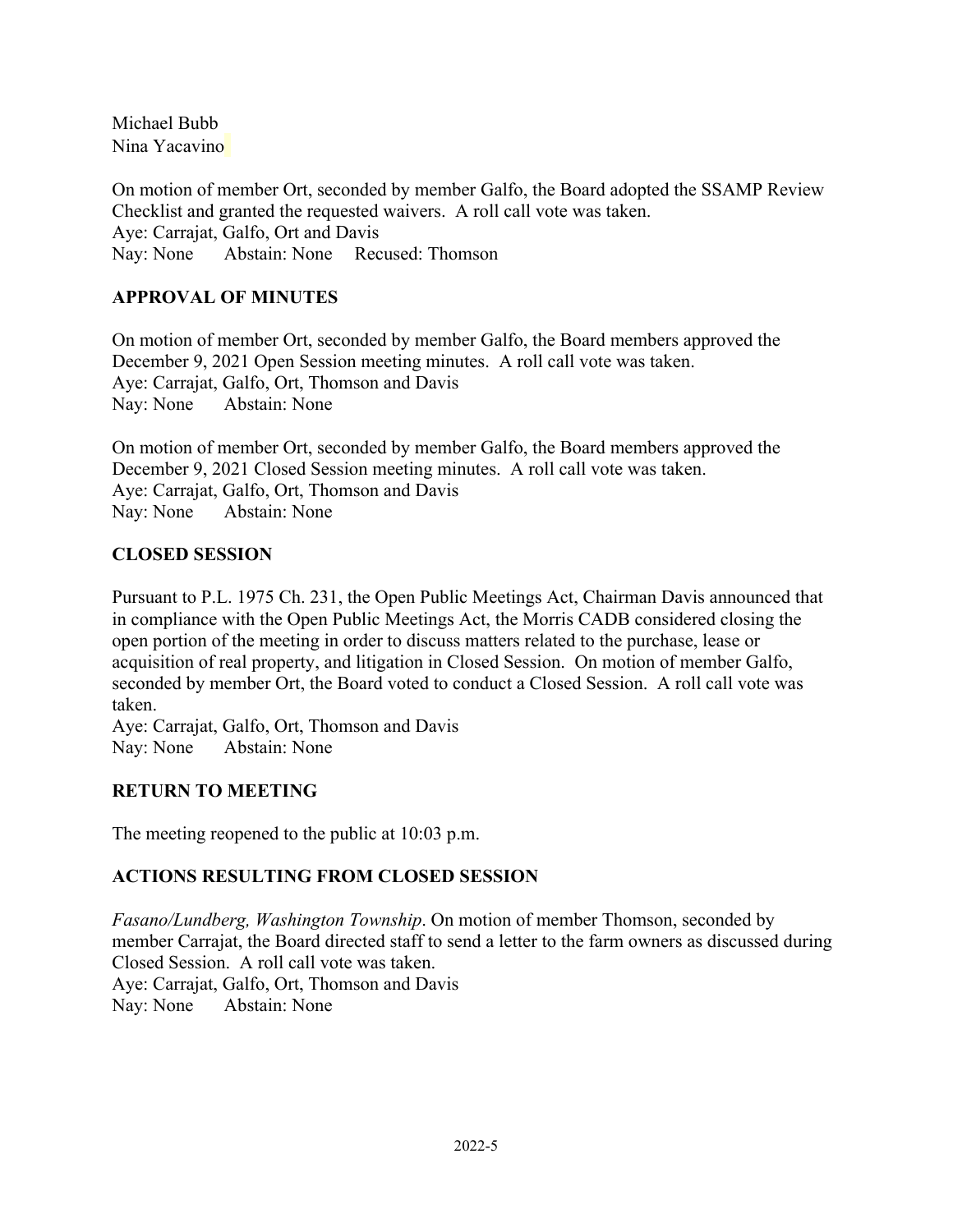Michael Bubb
Nina Yacavino

On motion of member Ort, seconded by member Galfo, the Board adopted the SSAMP Review Checklist and granted the requested waivers. A roll call vote was taken.
Aye: Carrajat, Galfo, Ort and Davis
Nay: None Abstain: None Recused: Thomson

## APPROVAL OF MINUTES

On motion of member Ort, seconded by member Galfo, the Board members approved the December 9, 2021 Open Session meeting minutes. A roll call vote was taken.
Aye: Carrajat, Galfo, Ort, Thomson and Davis
Nay: None Abstain: None

On motion of member Ort, seconded by member Galfo, the Board members approved the December 9, 2021 Closed Session meeting minutes. A roll call vote was taken.
Aye: Carrajat, Galfo, Ort, Thomson and Davis
Nay: None Abstain: None

## CLOSED SESSION

Pursuant to P.L. 1975 Ch. 231, the Open Public Meetings Act, Chairman Davis announced that in compliance with the Open Public Meetings Act, the Morris CADB considered closing the open portion of the meeting in order to discuss matters related to the purchase, lease or acquisition of real property, and litigation in Closed Session. On motion of member Galfo, seconded by member Ort, the Board voted to conduct a Closed Session. A roll call vote was taken.
Aye: Carrajat, Galfo, Ort, Thomson and Davis
Nay: None Abstain: None

## RETURN TO MEETING

The meeting reopened to the public at 10:03 p.m.

## ACTIONS RESULTING FROM CLOSED SESSION

*Fasano/Lundberg, Washington Township*. On motion of member Thomson, seconded by member Carrajat, the Board directed staff to send a letter to the farm owners as discussed during Closed Session. A roll call vote was taken.
Aye: Carrajat, Galfo, Ort, Thomson and Davis
Nay: None Abstain: None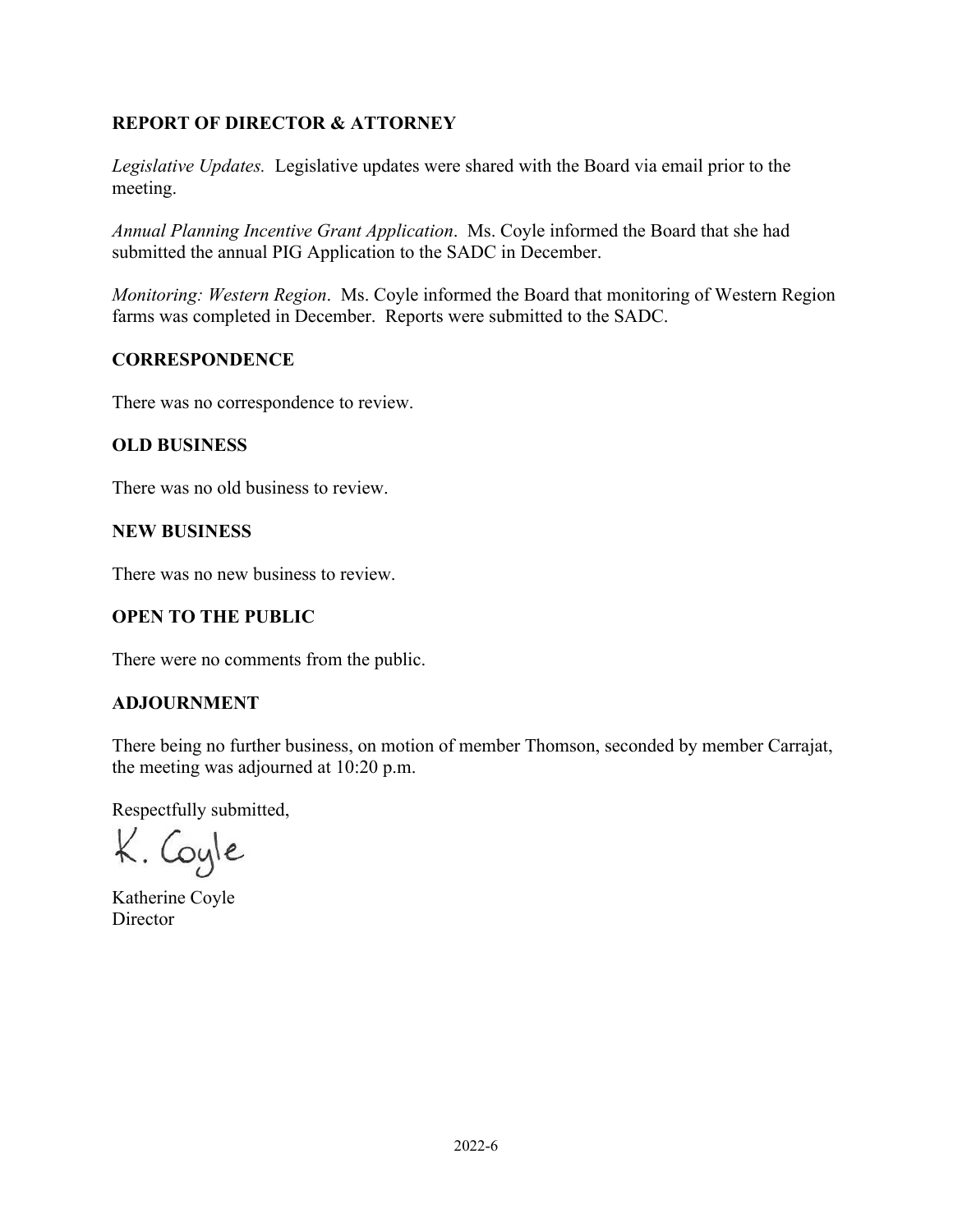## REPORT OF DIRECTOR & ATTORNEY

*Legislative Updates.* Legislative updates were shared with the Board via email prior to the meeting.

*Annual Planning Incentive Grant Application*. Ms. Coyle informed the Board that she had submitted the annual PIG Application to the SADC in December.

*Monitoring: Western Region*. Ms. Coyle informed the Board that monitoring of Western Region farms was completed in December. Reports were submitted to the SADC.

## CORRESPONDENCE

There was no correspondence to review.

## OLD BUSINESS

There was no old business to review.

## NEW BUSINESS

There was no new business to review.

## OPEN TO THE PUBLIC

There were no comments from the public.

## ADJOURNMENT

There being no further business, on motion of member Thomson, seconded by member Carrajat, the meeting was adjourned at 10:20 p.m.

Respectfully submitted,

K. Coyle

Katherine Coyle
Director